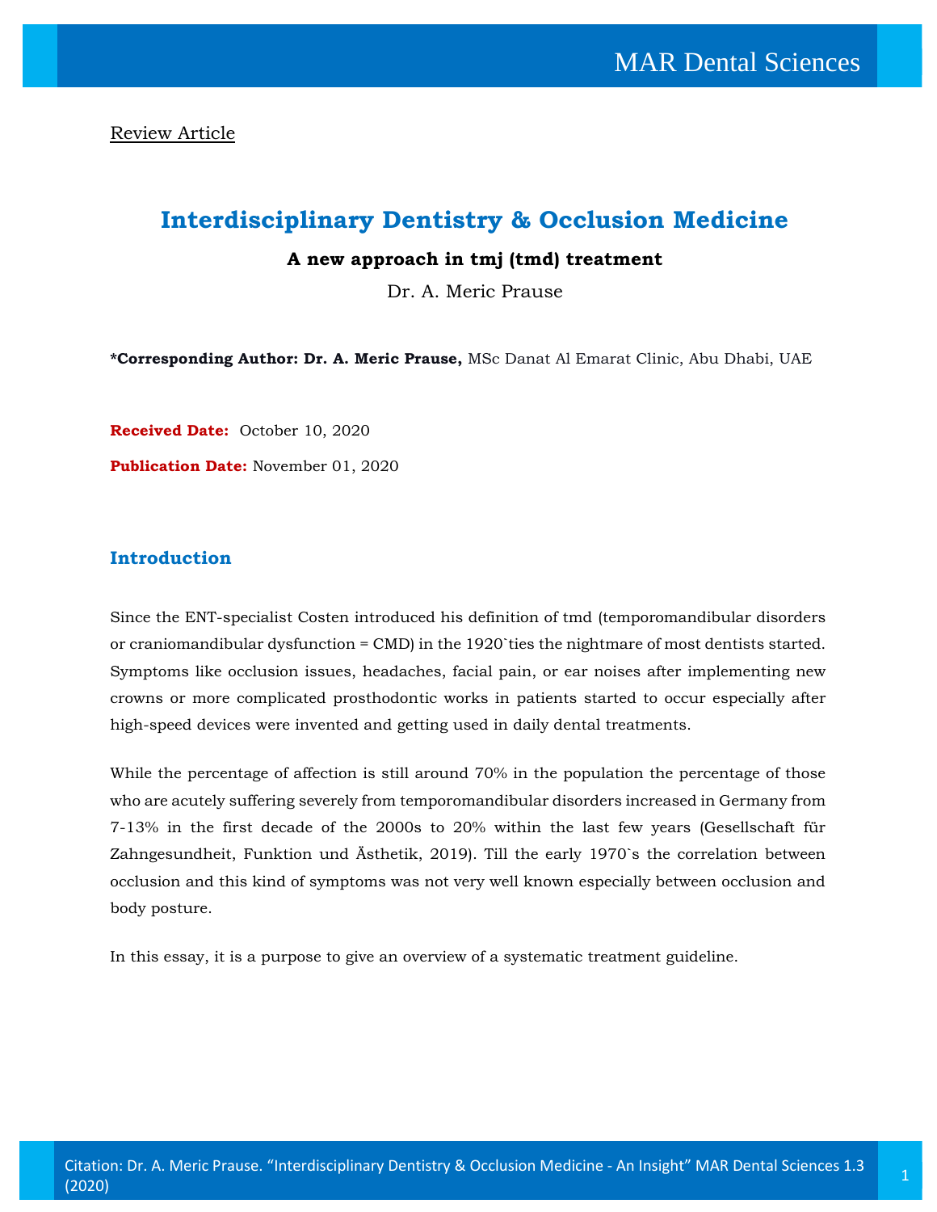Review Article

# Interdisciplinary Dentistry & Occlusion Medicine

### A new approach in tmj (tmd) treatment

Dr. A. Meric Prause

**\*Corresponding Author: Dr. A. Meric Prause,** MSc Danat Al Emarat Clinic, Abu Dhabi, UAE

**Received Date:** October 10, 2020

**Publication Date:** November 01, 2020

## Introduction

Since the ENT-specialist Costen introduced his definition of tmd (temporomandibular disorders or craniomandibular dysfunction = CMD) in the 1920`ties the nightmare of most dentists started. Symptoms like occlusion issues, headaches, facial pain, or ear noises after implementing new crowns or more complicated prosthodontic works in patients started to occur especially after high-speed devices were invented and getting used in daily dental treatments.

While the percentage of affection is still around 70% in the population the percentage of those who are acutely suffering severely from temporomandibular disorders increased in Germany from 7-13% in the first decade of the 2000s to 20% within the last few years (Gesellschaft für Zahngesundheit, Funktion und Ästhetik, 2019). Till the early 1970`s the correlation between occlusion and this kind of symptoms was not very well known especially between occlusion and body posture.

In this essay, it is a purpose to give an overview of a systematic treatment guideline.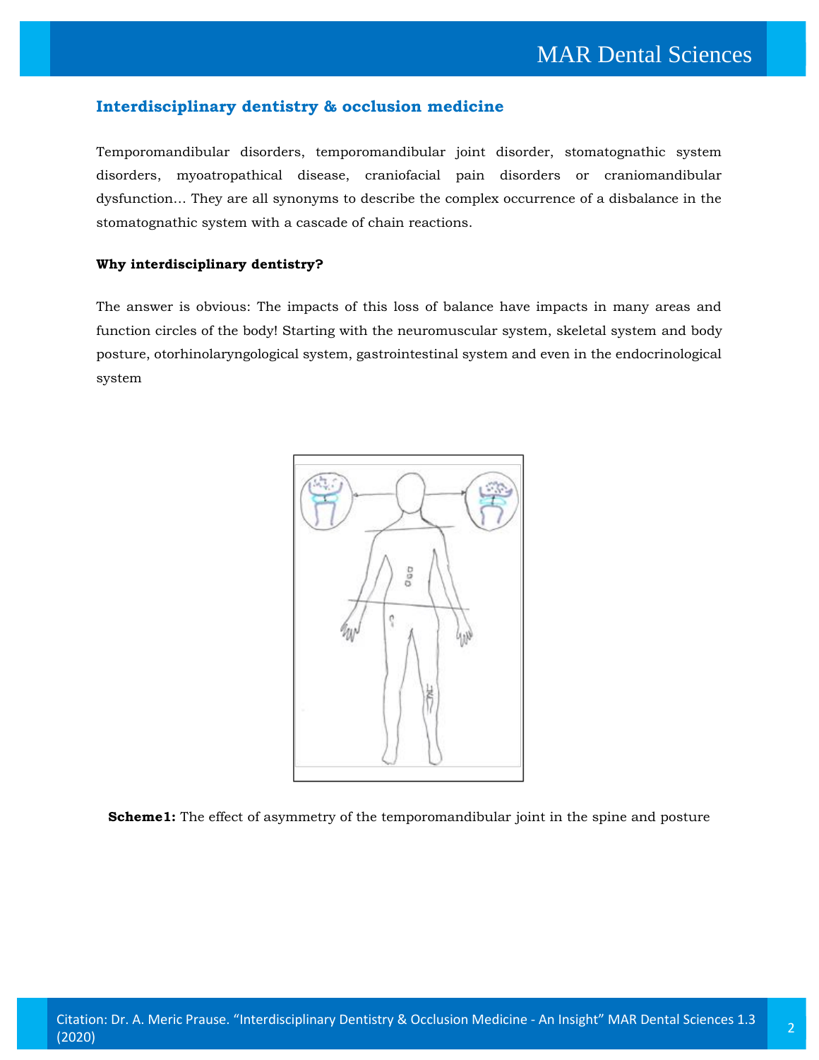## Interdisciplinary dentistry & occlusion medicine

Temporomandibular disorders, temporomandibular joint disorder, stomatognathic system disorders, myoatropathical disease, craniofacial pain disorders or craniomandibular dysfunction… They are all synonyms to describe the complex occurrence of a disbalance in the stomatognathic system with a cascade of chain reactions.

**Why interdisciplinary dentistry?**

The answer is obvious: The impacts of this loss of balance have impacts in many areas and function circles of the body! Starting with the neuromuscular system, skeletal system and body posture, otorhinolaryngological system, gastrointestinal system and even in the endocrinological system

**Scheme1:** The effect of asymmetry of the temporomandibular joint in the spine and posture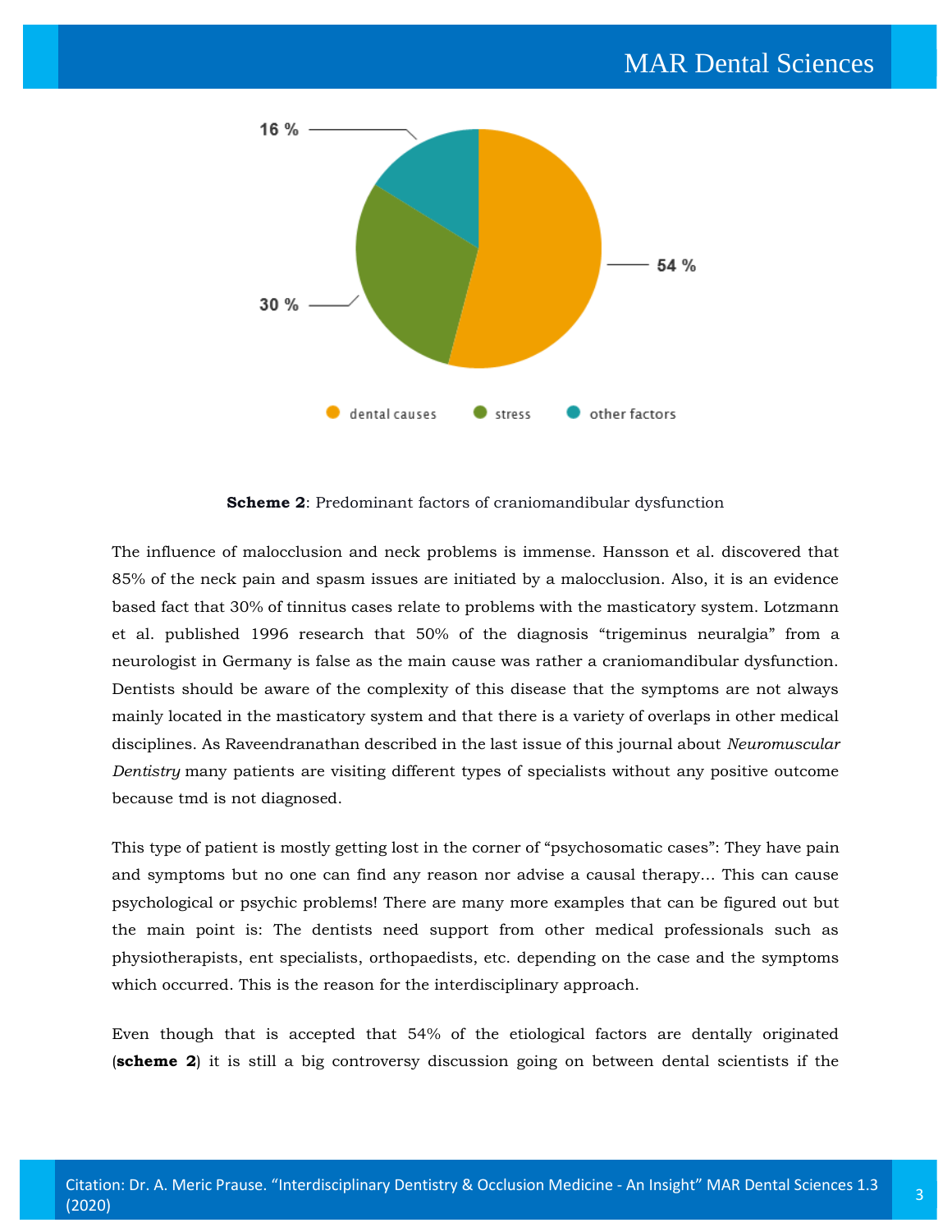16 %

54 %

30 %

dental causes    stress    other factors

**Scheme 2**: Predominant factors of craniomandibular dysfunction

The influence of malocclusion and neck problems is immense. Hansson et al. discovered that 85% of the neck pain and spasm issues are initiated by a malocclusion. Also, it is an evidence based fact that 30% of tinnitus cases relate to problems with the masticatory system. Lotzmann et al. published 1996 research that 50% of the diagnosis "trigeminus neuralgia" from a neurologist in Germany is false as the main cause was rather a craniomandibular dysfunction. Dentists should be aware of the complexity of this disease that the symptoms are not always mainly located in the masticatory system and that there is a variety of overlaps in other medical disciplines. As Raveendranathan described in the last issue of this journal about *Neuromuscular Dentistry* many patients are visiting different types of specialists without any positive outcome because tmd is not diagnosed.

This type of patient is mostly getting lost in the corner of "psychosomatic cases": They have pain and symptoms but no one can find any reason nor advise a causal therapy… This can cause psychological or psychic problems! There are many more examples that can be figured out but the main point is: The dentists need support from other medical professionals such as physiotherapists, ent specialists, orthopaedists, etc. depending on the case and the symptoms which occurred. This is the reason for the interdisciplinary approach.

Even though that is accepted that 54% of the etiological factors are dentally originated (**scheme 2**) it is still a big controversy discussion going on between dental scientists if the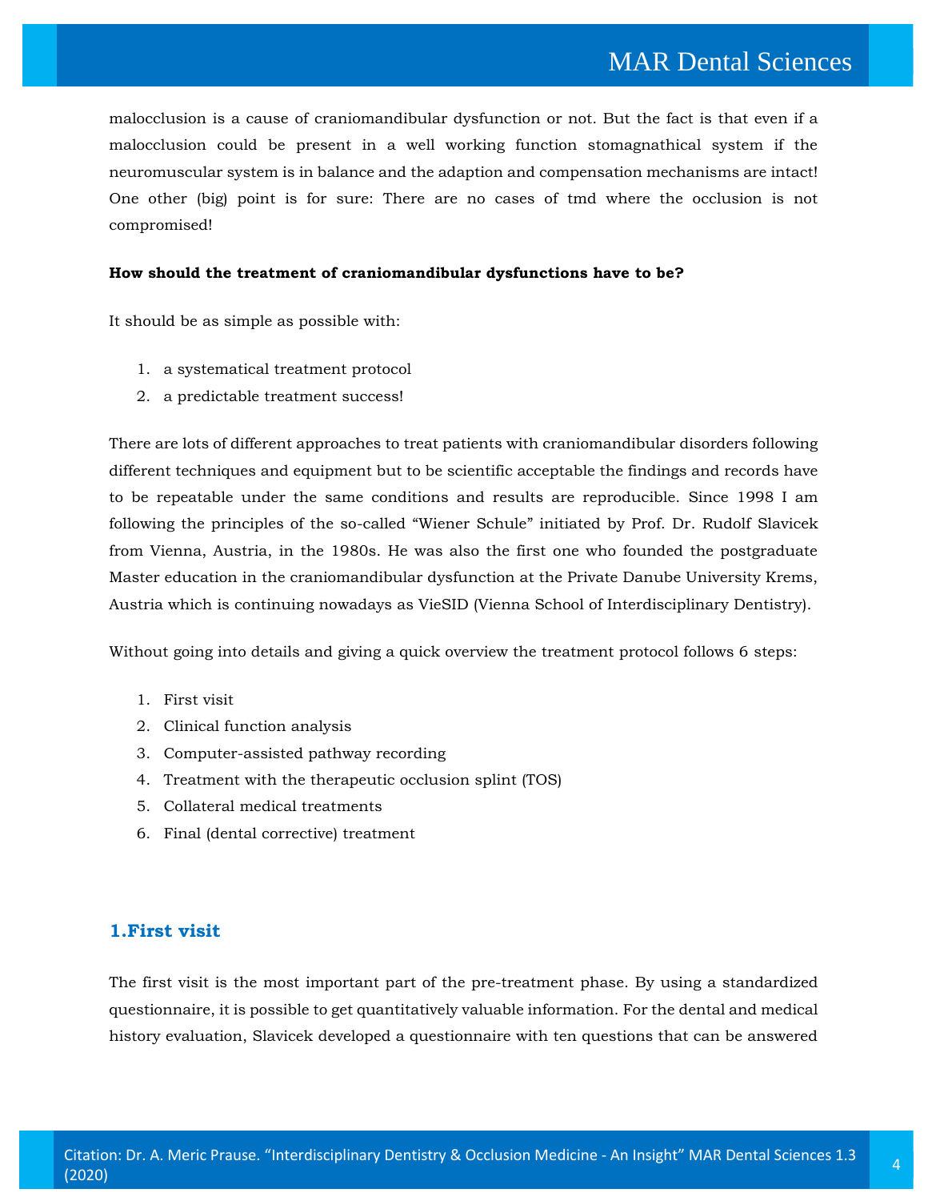malocclusion is a cause of craniomandibular dysfunction or not. But the fact is that even if a malocclusion could be present in a well working function stomagnathical system if the neuromuscular system is in balance and the adaption and compensation mechanisms are intact! One other (big) point is for sure: There are no cases of tmd where the occlusion is not compromised!

**How should the treatment of craniomandibular dysfunctions have to be?**

It should be as simple as possible with:

1. a systematical treatment protocol
2. a predictable treatment success!

There are lots of different approaches to treat patients with craniomandibular disorders following different techniques and equipment but to be scientific acceptable the findings and records have to be repeatable under the same conditions and results are reproducible. Since 1998 I am following the principles of the so-called "Wiener Schule" initiated by Prof. Dr. Rudolf Slavicek from Vienna, Austria, in the 1980s. He was also the first one who founded the postgraduate Master education in the craniomandibular dysfunction at the Private Danube University Krems, Austria which is continuing nowadays as VieSID (Vienna School of Interdisciplinary Dentistry).

Without going into details and giving a quick overview the treatment protocol follows 6 steps:

1. First visit
2. Clinical function analysis
3. Computer-assisted pathway recording
4. Treatment with the therapeutic occlusion splint (TOS)
5. Collateral medical treatments
6. Final (dental corrective) treatment

## 1.First visit

The first visit is the most important part of the pre-treatment phase. By using a standardized questionnaire, it is possible to get quantitatively valuable information. For the dental and medical history evaluation, Slavicek developed a questionnaire with ten questions that can be answered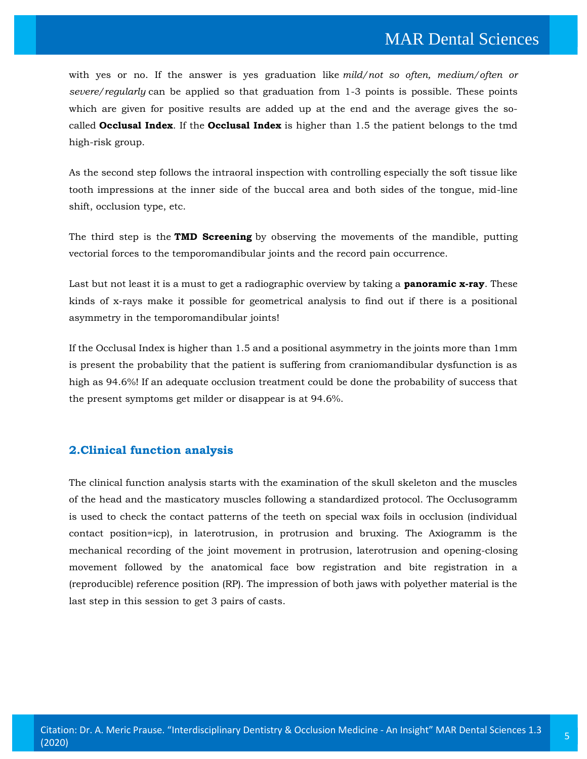with yes or no. If the answer is yes graduation like *mild/not so often, medium/often or severe/regularly* can be applied so that graduation from 1-3 points is possible. These points which are given for positive results are added up at the end and the average gives the so-called **Occlusal Index**. If the **Occlusal Index** is higher than 1.5 the patient belongs to the tmd high-risk group.

As the second step follows the intraoral inspection with controlling especially the soft tissue like tooth impressions at the inner side of the buccal area and both sides of the tongue, mid-line shift, occlusion type, etc.

The third step is the **TMD Screening** by observing the movements of the mandible, putting vectorial forces to the temporomandibular joints and the record pain occurrence.

Last but not least it is a must to get a radiographic overview by taking a **panoramic x-ray**. These kinds of x-rays make it possible for geometrical analysis to find out if there is a positional asymmetry in the temporomandibular joints!

If the Occlusal Index is higher than 1.5 and a positional asymmetry in the joints more than 1mm is present the probability that the patient is suffering from craniomandibular dysfunction is as high as 94.6%! If an adequate occlusion treatment could be done the probability of success that the present symptoms get milder or disappear is at 94.6%.

## 2.Clinical function analysis

The clinical function analysis starts with the examination of the skull skeleton and the muscles of the head and the masticatory muscles following a standardized protocol. The Occlusogramm is used to check the contact patterns of the teeth on special wax foils in occlusion (individual contact position=icp), in laterotrusion, in protrusion and bruxing. The Axiogramm is the mechanical recording of the joint movement in protrusion, laterotrusion and opening-closing movement followed by the anatomical face bow registration and bite registration in a (reproducible) reference position (RP). The impression of both jaws with polyether material is the last step in this session to get 3 pairs of casts.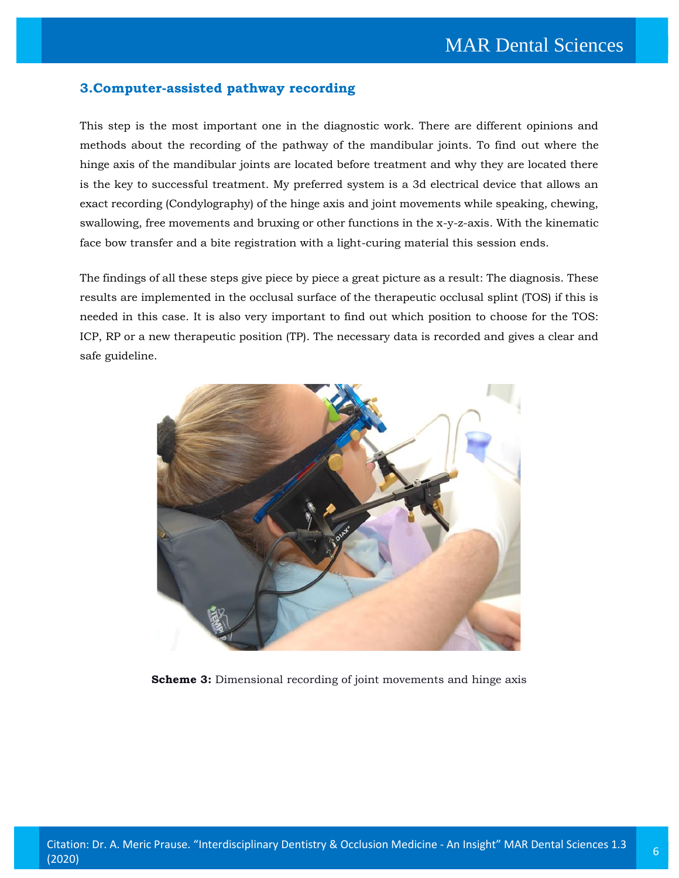### 3.Computer-assisted pathway recording

This step is the most important one in the diagnostic work. There are different opinions and methods about the recording of the pathway of the mandibular joints. To find out where the hinge axis of the mandibular joints are located before treatment and why they are located there is the key to successful treatment. My preferred system is a 3d electrical device that allows an exact recording (Condylography) of the hinge axis and joint movements while speaking, chewing, swallowing, free movements and bruxing or other functions in the x-y-z-axis. With the kinematic face bow transfer and a bite registration with a light-curing material this session ends.

The findings of all these steps give piece by piece a great picture as a result: The diagnosis. These results are implemented in the occlusal surface of the therapeutic occlusal splint (TOS) if this is needed in this case. It is also very important to find out which position to choose for the TOS: ICP, RP or a new therapeutic position (TP). The necessary data is recorded and gives a clear and safe guideline.

**Scheme 3:** Dimensional recording of joint movements and hinge axis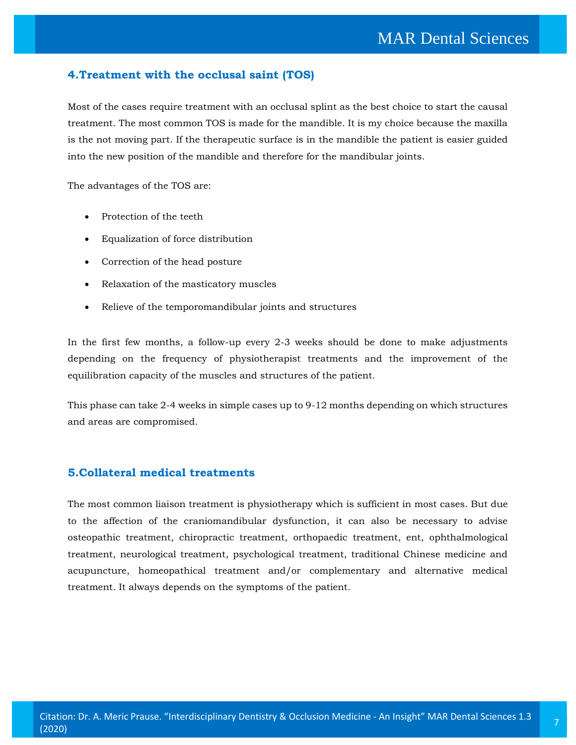## 4.Treatment with the occlusal saint (TOS)

Most of the cases require treatment with an occlusal splint as the best choice to start the causal treatment. The most common TOS is made for the mandible. It is my choice because the maxilla is the not moving part. If the therapeutic surface is in the mandible the patient is easier guided into the new position of the mandible and therefore for the mandibular joints.

The advantages of the TOS are:

- Protection of the teeth
- Equalization of force distribution
- Correction of the head posture
- Relaxation of the masticatory muscles
- Relieve of the temporomandibular joints and structures

In the first few months, a follow-up every 2-3 weeks should be done to make adjustments depending on the frequency of physiotherapist treatments and the improvement of the equilibration capacity of the muscles and structures of the patient.

This phase can take 2-4 weeks in simple cases up to 9-12 months depending on which structures and areas are compromised.

## 5.Collateral medical treatments

The most common liaison treatment is physiotherapy which is sufficient in most cases. But due to the affection of the craniomandibular dysfunction, it can also be necessary to advise osteopathic treatment, chiropractic treatment, orthopaedic treatment, ent, ophthalmological treatment, neurological treatment, psychological treatment, traditional Chinese medicine and acupuncture, homeopathical treatment and/or complementary and alternative medical treatment. It always depends on the symptoms of the patient.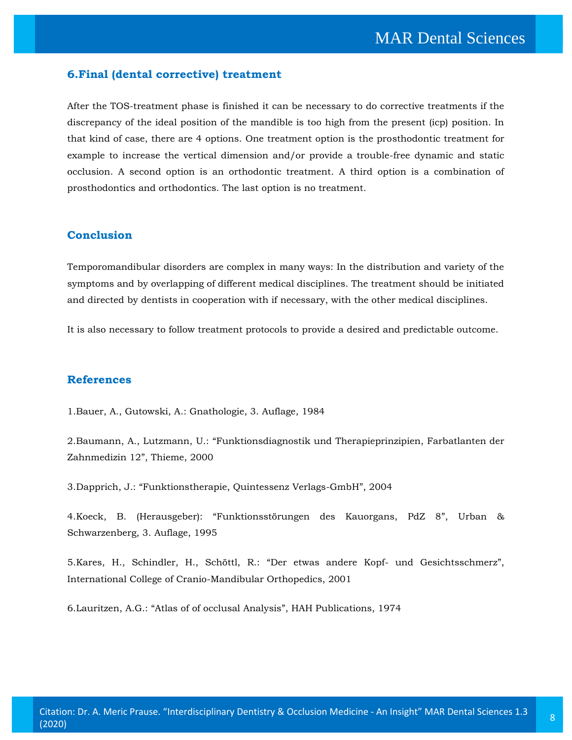## 6.Final (dental corrective) treatment

After the TOS-treatment phase is finished it can be necessary to do corrective treatments if the discrepancy of the ideal position of the mandible is too high from the present (icp) position. In that kind of case, there are 4 options. One treatment option is the prosthodontic treatment for example to increase the vertical dimension and/or provide a trouble-free dynamic and static occlusion. A second option is an orthodontic treatment. A third option is a combination of prosthodontics and orthodontics. The last option is no treatment.

## Conclusion

Temporomandibular disorders are complex in many ways: In the distribution and variety of the symptoms and by overlapping of different medical disciplines. The treatment should be initiated and directed by dentists in cooperation with if necessary, with the other medical disciplines.

It is also necessary to follow treatment protocols to provide a desired and predictable outcome.

## References

1.Bauer, A., Gutowski, A.: Gnathologie, 3. Auflage, 1984

2.Baumann, A., Lutzmann, U.: "Funktionsdiagnostik und Therapieprinzipien, Farbatlanten der Zahnmedizin 12", Thieme, 2000

3.Dapprich, J.: "Funktionstherapie, Quintessenz Verlags-GmbH", 2004

4.Koeck, B. (Herausgeber): "Funktionsstörungen des Kauorgans, PdZ 8", Urban & Schwarzenberg, 3. Auflage, 1995

5.Kares, H., Schindler, H., Schöttl, R.: "Der etwas andere Kopf- und Gesichtsschmerz", International College of Cranio-Mandibular Orthopedics, 2001

6.Lauritzen, A.G.: "Atlas of of occlusal Analysis", HAH Publications, 1974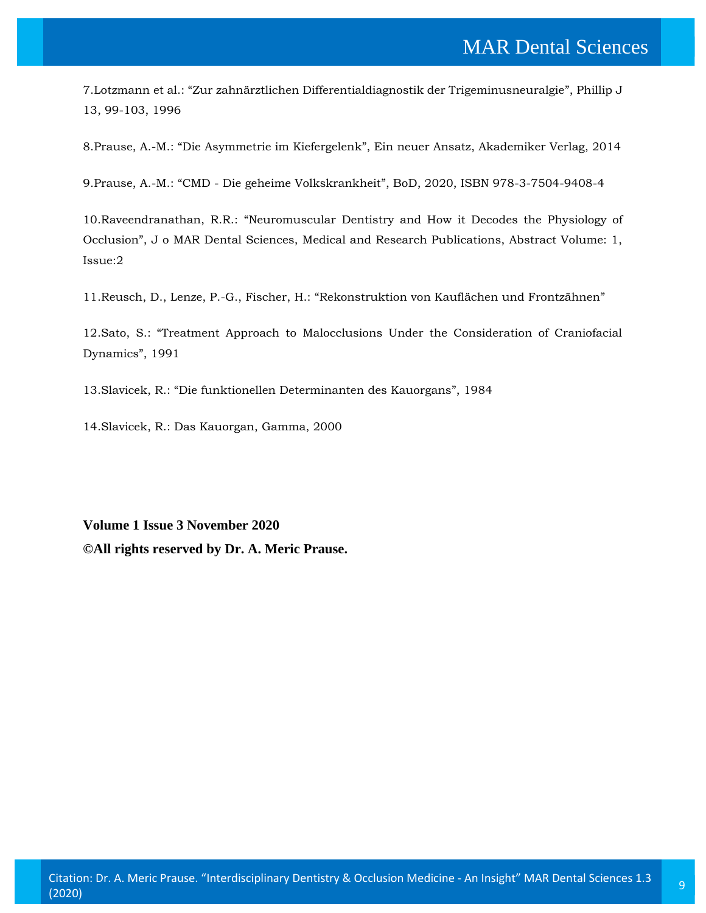7.Lotzmann et al.: “Zur zahnärztlichen Differentialdiagnostik der Trigeminusneuralgie”, Phillip J 13, 99-103, 1996

8.Prause, A.-M.: “Die Asymmetrie im Kiefergelenk”, Ein neuer Ansatz, Akademiker Verlag, 2014

9.Prause, A.-M.: “CMD - Die geheime Volkskrankheit”, BoD, 2020, ISBN 978-3-7504-9408-4

10.Raveendranathan, R.R.: “Neuromuscular Dentistry and How it Decodes the Physiology of Occlusion”, J o MAR Dental Sciences, Medical and Research Publications, Abstract Volume: 1, Issue:2

11.Reusch, D., Lenze, P.-G., Fischer, H.: “Rekonstruktion von Kauflächen und Frontzähnen”

12.Sato, S.: “Treatment Approach to Malocclusions Under the Consideration of Craniofacial Dynamics”, 1991

13.Slavicek, R.: “Die funktionellen Determinanten des Kauorgans”, 1984

14.Slavicek, R.: Das Kauorgan, Gamma, 2000

**Volume 1 Issue 3 November 2020**

**©All rights reserved by Dr. A. Meric Prause.**